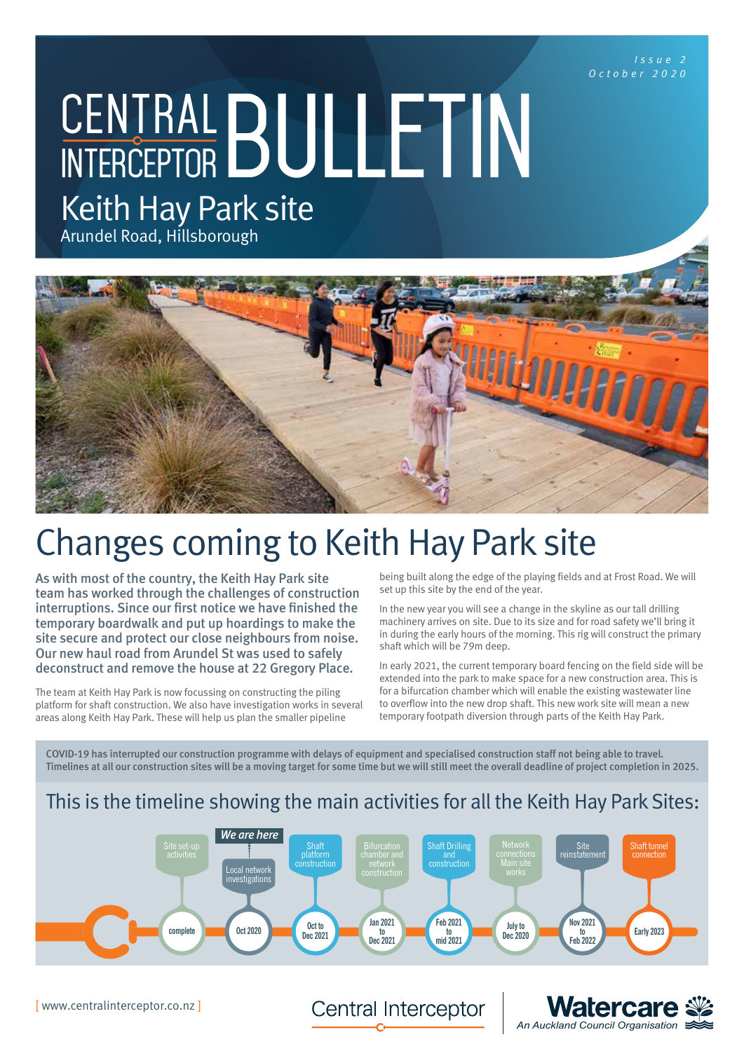Issue 2
October 2020

# CENTRAL INTERCEPTOR BULLETIN

## Keith Hay Park site

Arundel Road, Hillsborough

# Changes coming to Keith Hay Park site

**As with most of the country, the Keith Hay Park site team has worked through the challenges of construction interruptions. Since our first notice we have finished the temporary boardwalk and put up hoardings to make the site secure and protect our close neighbours from noise. Our new haul road from Arundel St was used to safely deconstruct and remove the house at 22 Gregory Place.**

The team at Keith Hay Park is now focussing on constructing the piling platform for shaft construction. We also have investigation works in several areas along Keith Hay Park. These will help us plan the smaller pipeline being built along the edge of the playing fields and at Frost Road. We will set up this site by the end of the year.

In the new year you will see a change in the skyline as our tall drilling machinery arrives on site. Due to its size and for road safety we'll bring it in during the early hours of the morning. This rig will construct the primary shaft which will be 79m deep.

In early 2021, the current temporary board fencing on the field side will be extended into the park to make space for a new construction area. This is for a bifurcation chamber which will enable the existing wastewater line to overflow into the new drop shaft. This new work site will mean a new temporary footpath diversion through parts of the Keith Hay Park.

**COVID-19 has interrupted our construction programme with delays of equipment and specialised construction staff not being able to travel. Timelines at all our construction sites will be a moving target for some time but we will still meet the overall deadline of project completion in 2025.**

## This is the timeline showing the main activities for all the Keith Hay Park Sites:

| Activity | Timing |
|---|---|
| Site set-up activities | complete |
| Local network investigations (*We are here*) | Oct 2020 |
| Shaft platform construction | Oct to Dec 2021 |
| Bifurcation chamber and network construction | Jan 2021 to Dec 2021 |
| Shaft Drilling and construction | Feb 2021 to mid 2021 |
| Network connections Main site works | July to Dec 2020 |
| Site reinstatement | Nov 2021 to Feb 2022 |
| Shaft tunnel connection | Early 2023 |

[ www.centralinterceptor.co.nz ]

Central Interceptor

Watercare – An Auckland Council Organisation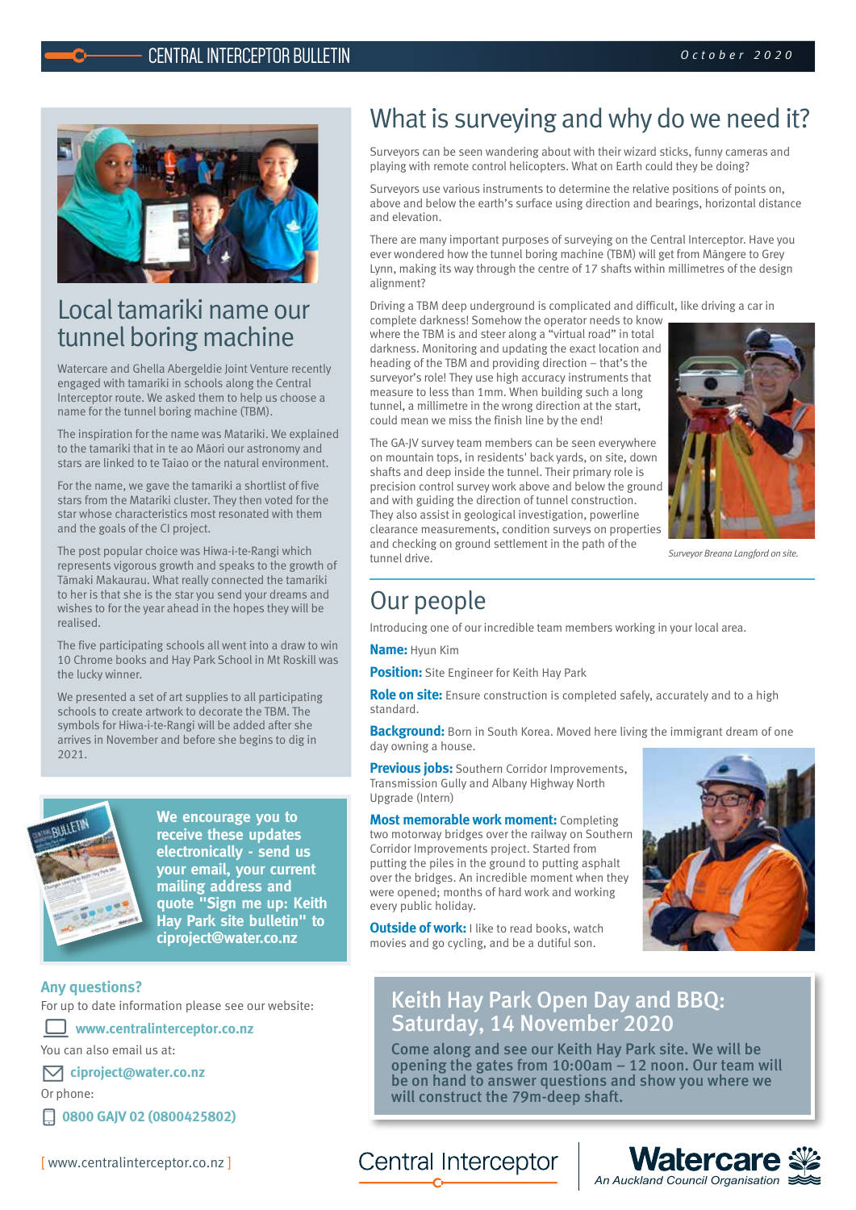## Local tamariki name our tunnel boring machine

Watercare and Ghella Abergeldie Joint Venture recently engaged with tamariki in schools along the Central Interceptor route. We asked them to help us choose a name for the tunnel boring machine (TBM).

The inspiration for the name was Matariki. We explained to the tamariki that in te ao Māori our astronomy and stars are linked to te Taiao or the natural environment.

For the name, we gave the tamariki a shortlist of five stars from the Matariki cluster. They then voted for the star whose characteristics most resonated with them and the goals of the CI project.

The post popular choice was Hiwa-i-te-Rangi which represents vigorous growth and speaks to the growth of Tāmaki Makaurau. What really connected the tamariki to her is that she is the star you send your dreams and wishes to for the year ahead in the hopes they will be realised.

The five participating schools all went into a draw to win 10 Chrome books and Hay Park School in Mt Roskill was the lucky winner.

We presented a set of art supplies to all participating schools to create artwork to decorate the TBM. The symbols for Hiwa-i-te-Rangi will be added after she arrives in November and before she begins to dig in 2021.

**We encourage you to receive these updates electronically - send us your email, your current mailing address and quote "Sign me up: Keith Hay Park site bulletin" to ciproject@water.co.nz**

### Any questions?

For up to date information please see our website:

www.centralinterceptor.co.nz

You can also email us at:

ciproject@water.co.nz

Or phone:

0800 GAJV 02 (0800425802)

## What is surveying and why do we need it?

Surveyors can be seen wandering about with their wizard sticks, funny cameras and playing with remote control helicopters. What on Earth could they be doing?

Surveyors use various instruments to determine the relative positions of points on, above and below the earth's surface using direction and bearings, horizontal distance and elevation.

There are many important purposes of surveying on the Central Interceptor. Have you ever wondered how the tunnel boring machine (TBM) will get from Māngere to Grey Lynn, making its way through the centre of 17 shafts within millimetres of the design alignment?

Driving a TBM deep underground is complicated and difficult, like driving a car in complete darkness! Somehow the operator needs to know where the TBM is and steer along a "virtual road" in total darkness. Monitoring and updating the exact location and heading of the TBM and providing direction – that's the surveyor's role! They use high accuracy instruments that measure to less than 1mm. When building such a long tunnel, a millimetre in the wrong direction at the start, could mean we miss the finish line by the end!

The GA-JV survey team members can be seen everywhere on mountain tops, in residents' back yards, on site, down shafts and deep inside the tunnel. Their primary role is precision control survey work above and below the ground and with guiding the direction of tunnel construction. They also assist in geological investigation, powerline clearance measurements, condition surveys on properties and checking on ground settlement in the path of the tunnel drive.

*Surveyor Breana Langford on site.*

## Our people

Introducing one of our incredible team members working in your local area.

**Name:** Hyun Kim

**Position:** Site Engineer for Keith Hay Park

**Role on site:** Ensure construction is completed safely, accurately and to a high standard.

**Background:** Born in South Korea. Moved here living the immigrant dream of one day owning a house.

**Previous jobs:** Southern Corridor Improvements, Transmission Gully and Albany Highway North Upgrade (Intern)

**Most memorable work moment:** Completing two motorway bridges over the railway on Southern Corridor Improvements project. Started from putting the piles in the ground to putting asphalt over the bridges. An incredible moment when they were opened; months of hard work and working every public holiday.

**Outside of work:** I like to read books, watch movies and go cycling, and be a dutiful son.

## Keith Hay Park Open Day and BBQ: Saturday, 14 November 2020

**Come along and see our Keith Hay Park site. We will be opening the gates from 10:00am – 12 noon. Our team will be on hand to answer questions and show you where we will construct the 79m-deep shaft.**

[ www.centralinterceptor.co.nz ]

Central Interceptor

Watercare
An Auckland Council Organisation